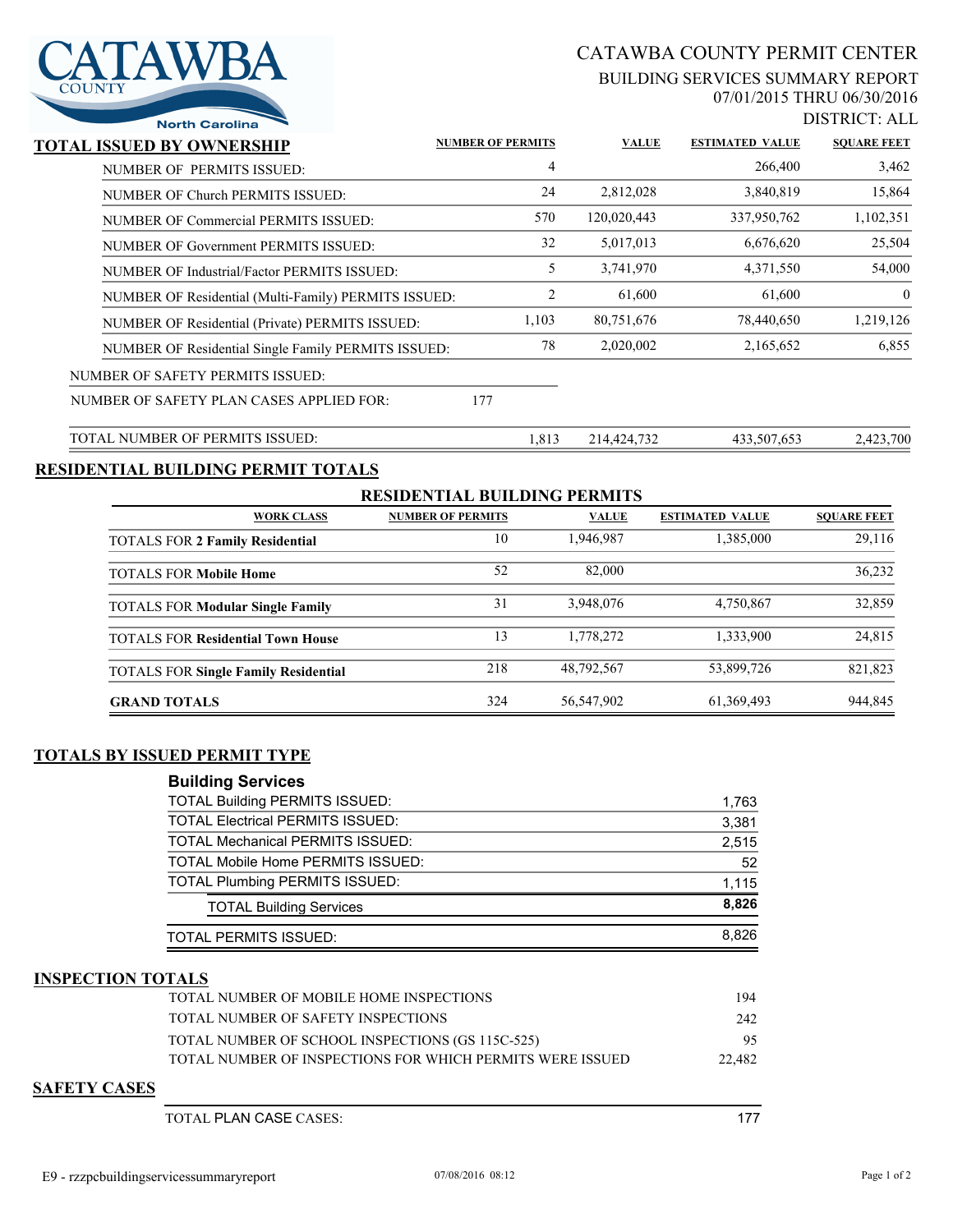# CATAWBA COUNTY PERMIT CENTER

## BUILDING SERVICES SUMMARY REPORT

07/01/2015 THRU 06/30/2016

DISTRICT: ALL

## TOTAL ISSUED BY OWNERSHIP

| | NUMBER OF PERMITS | VALUE | ESTIMATED VALUE | SQUARE FEET |
|---|---|---|---|---|
| NUMBER OF PERMITS ISSUED: | 4 | | 266,400 | 3,462 |
| NUMBER OF Church PERMITS ISSUED: | 24 | 2,812,028 | 3,840,819 | 15,864 |
| NUMBER OF Commercial PERMITS ISSUED: | 570 | 120,020,443 | 337,950,762 | 1,102,351 |
| NUMBER OF Government PERMITS ISSUED: | 32 | 5,017,013 | 6,676,620 | 25,504 |
| NUMBER OF Industrial/Factor PERMITS ISSUED: | 5 | 3,741,970 | 4,371,550 | 54,000 |
| NUMBER OF Residential (Multi-Family) PERMITS ISSUED: | 2 | 61,600 | 61,600 | 0 |
| NUMBER OF Residential (Private) PERMITS ISSUED: | 1,103 | 80,751,676 | 78,440,650 | 1,219,126 |
| NUMBER OF Residential Single Family PERMITS ISSUED: | 78 | 2,020,002 | 2,165,652 | 6,855 |
| NUMBER OF SAFETY PERMITS ISSUED: | | | | |
| NUMBER OF SAFETY PLAN CASES APPLIED FOR: 177 | | | | |
| TOTAL NUMBER OF PERMITS ISSUED: | 1,813 | 214,424,732 | 433,507,653 | 2,423,700 |

## RESIDENTIAL BUILDING PERMIT TOTALS

### RESIDENTIAL BUILDING PERMITS

| WORK CLASS | NUMBER OF PERMITS | VALUE | ESTIMATED VALUE | SQUARE FEET |
|---|---|---|---|---|
| TOTALS FOR **2 Family Residential** | 10 | 1,946,987 | 1,385,000 | 29,116 |
| TOTALS FOR **Mobile Home** | 52 | 82,000 | | 36,232 |
| TOTALS FOR **Modular Single Family** | 31 | 3,948,076 | 4,750,867 | 32,859 |
| TOTALS FOR **Residential Town House** | 13 | 1,778,272 | 1,333,900 | 24,815 |
| TOTALS FOR **Single Family Residential** | 218 | 48,792,567 | 53,899,726 | 821,823 |
| **GRAND TOTALS** | 324 | 56,547,902 | 61,369,493 | 944,845 |

## TOTALS BY ISSUED PERMIT TYPE

### Building Services

| | |
|---|---|
| TOTAL Building PERMITS ISSUED: | 1,763 |
| TOTAL Electrical PERMITS ISSUED: | 3,381 |
| TOTAL Mechanical PERMITS ISSUED: | 2,515 |
| TOTAL Mobile Home PERMITS ISSUED: | 52 |
| TOTAL Plumbing PERMITS ISSUED: | 1,115 |
| TOTAL Building Services | **8,826** |
| TOTAL PERMITS ISSUED: | 8,826 |

## INSPECTION TOTALS

| | |
|---|---|
| TOTAL NUMBER OF MOBILE HOME INSPECTIONS | 194 |
| TOTAL NUMBER OF SAFETY INSPECTIONS | 242 |
| TOTAL NUMBER OF SCHOOL INSPECTIONS (GS 115C-525) | 95 |
| TOTAL NUMBER OF INSPECTIONS FOR WHICH PERMITS WERE ISSUED | 22,482 |

## SAFETY CASES

| | |
|---|---|
| TOTAL PLAN CASE CASES: | 177 |

E9 - rzzpcbuildingservicessummaryreport 07/08/2016 08:12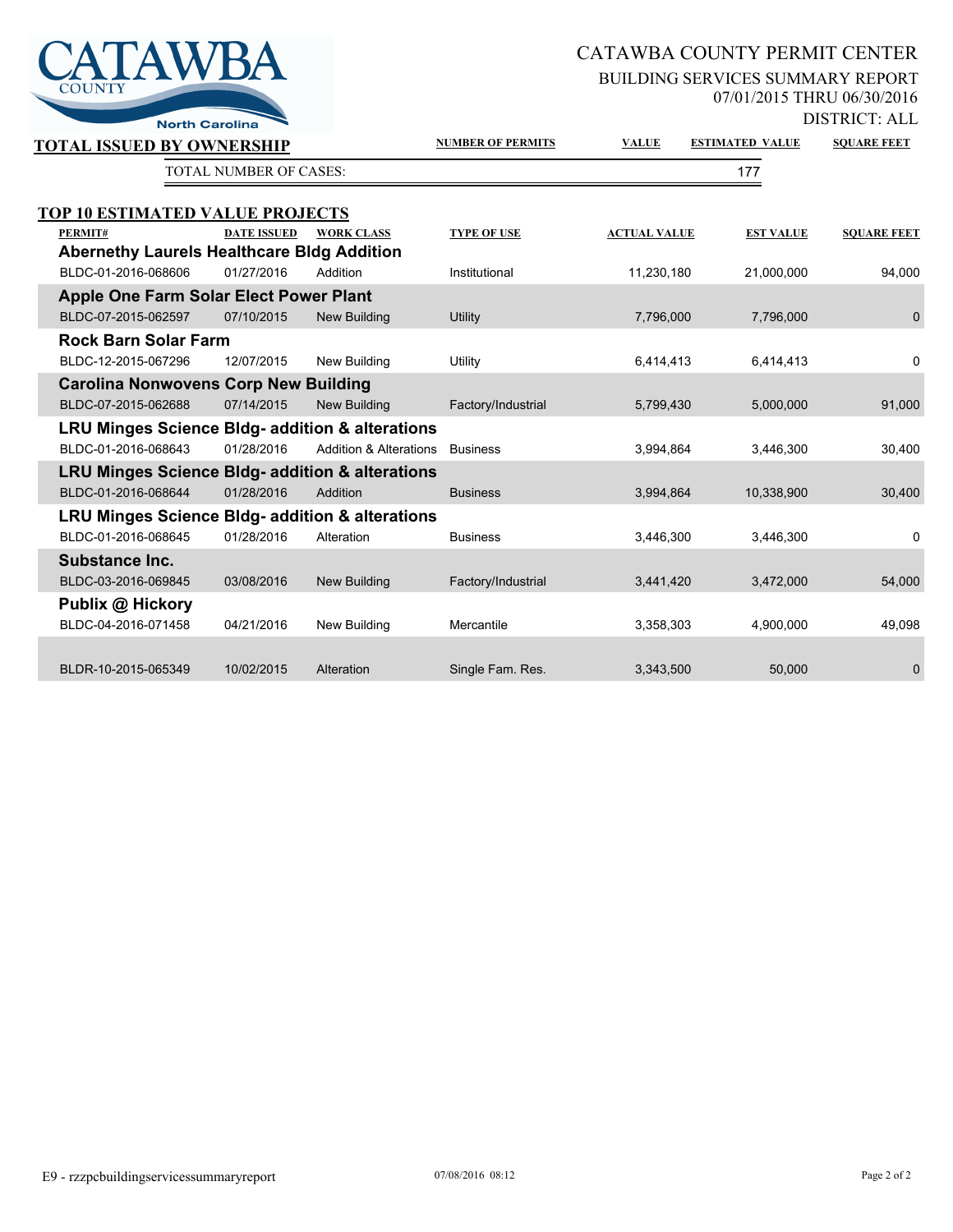# CATAWBA COUNTY PERMIT CENTER

BUILDING SERVICES SUMMARY REPORT

07/01/2015 THRU 06/30/2016

DISTRICT: ALL

## TOTAL ISSUED BY OWNERSHIP

| | NUMBER OF PERMITS | VALUE | ESTIMATED VALUE | SQUARE FEET |
|---|---|---|---|---|
| TOTAL NUMBER OF CASES: | | | 177 | |

## TOP 10 ESTIMATED VALUE PROJECTS

| PERMIT# | DATE ISSUED | WORK CLASS | TYPE OF USE | ACTUAL VALUE | EST VALUE | SQUARE FEET |
|---|---|---|---|---|---|---|
| **Abernethy Laurels Healthcare Bldg Addition** | | | | | | |
| BLDC-01-2016-068606 | 01/27/2016 | Addition | Institutional | 11,230,180 | 21,000,000 | 94,000 |
| **Apple One Farm Solar Elect Power Plant** | | | | | | |
| BLDC-07-2015-062597 | 07/10/2015 | New Building | Utility | 7,796,000 | 7,796,000 | 0 |
| **Rock Barn Solar Farm** | | | | | | |
| BLDC-12-2015-067296 | 12/07/2015 | New Building | Utility | 6,414,413 | 6,414,413 | 0 |
| **Carolina Nonwovens Corp New Building** | | | | | | |
| BLDC-07-2015-062688 | 07/14/2015 | New Building | Factory/Industrial | 5,799,430 | 5,000,000 | 91,000 |
| **LRU Minges Science Bldg- addition & alterations** | | | | | | |
| BLDC-01-2016-068643 | 01/28/2016 | Addition & Alterations | Business | 3,994,864 | 3,446,300 | 30,400 |
| **LRU Minges Science Bldg- addition & alterations** | | | | | | |
| BLDC-01-2016-068644 | 01/28/2016 | Addition | Business | 3,994,864 | 10,338,900 | 30,400 |
| **LRU Minges Science Bldg- addition & alterations** | | | | | | |
| BLDC-01-2016-068645 | 01/28/2016 | Alteration | Business | 3,446,300 | 3,446,300 | 0 |
| **Substance Inc.** | | | | | | |
| BLDC-03-2016-069845 | 03/08/2016 | New Building | Factory/Industrial | 3,441,420 | 3,472,000 | 54,000 |
| **Publix @ Hickory** | | | | | | |
| BLDC-04-2016-071458 | 04/21/2016 | New Building | Mercantile | 3,358,303 | 4,900,000 | 49,098 |
| | | | | | | |
| BLDR-10-2015-065349 | 10/02/2015 | Alteration | Single Fam. Res. | 3,343,500 | 50,000 | 0 |

E9 - rzzpcbuildingservicessummaryreport 07/08/2016 08:12